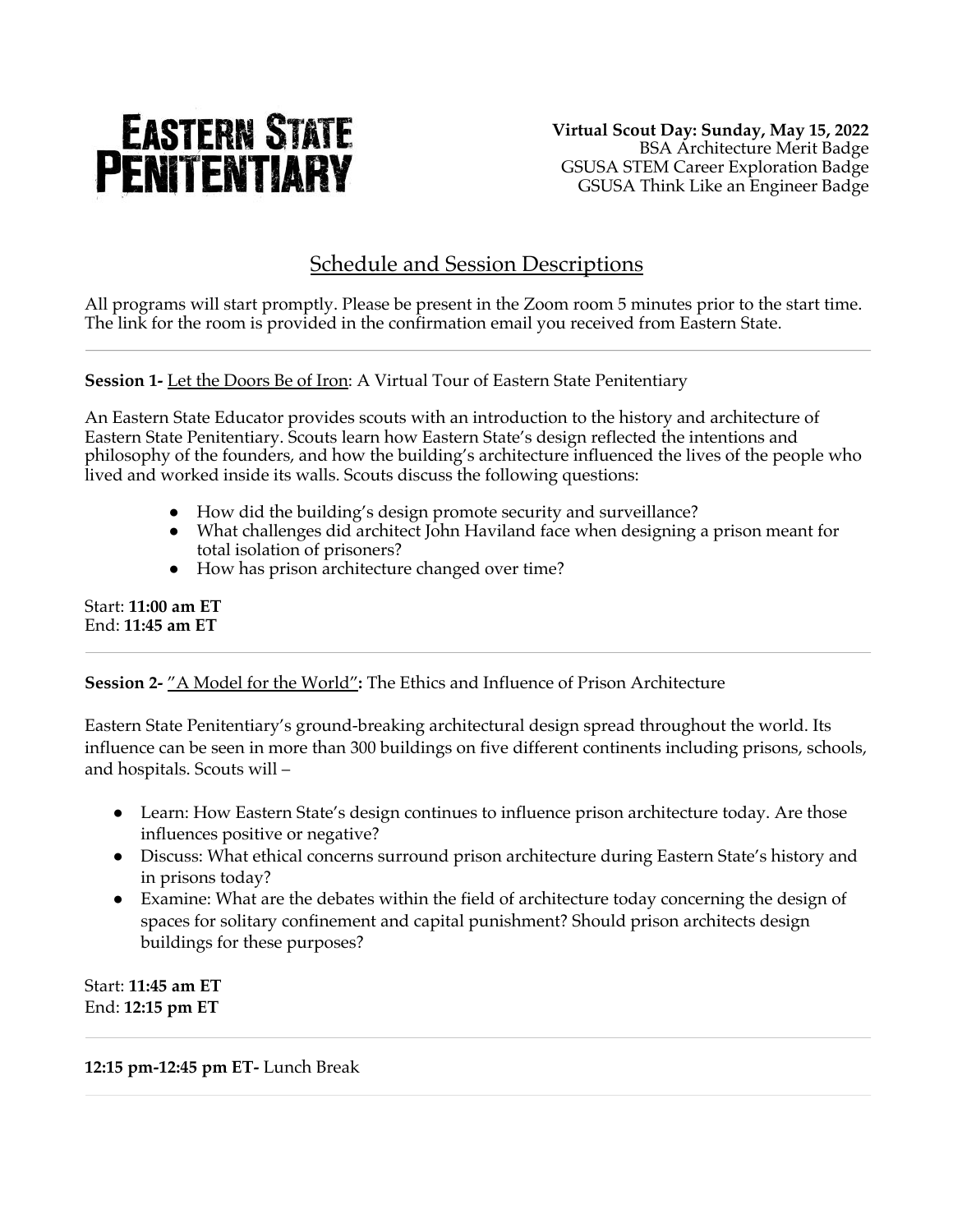# EASTERN STATE PENITENTIARY

**Virtual Scout Day: Sunday, May 15, 2022**
BSA Architecture Merit Badge
GSUSA STEM Career Exploration Badge
GSUSA Think Like an Engineer Badge

## Schedule and Session Descriptions

All programs will start promptly. Please be present in the Zoom room 5 minutes prior to the start time. The link for the room is provided in the confirmation email you received from Eastern State.

---

**Session 1-** Let the Doors Be of Iron: A Virtual Tour of Eastern State Penitentiary

An Eastern State Educator provides scouts with an introduction to the history and architecture of Eastern State Penitentiary. Scouts learn how Eastern State's design reflected the intentions and philosophy of the founders, and how the building's architecture influenced the lives of the people who lived and worked inside its walls. Scouts discuss the following questions:

- How did the building's design promote security and surveillance?
- What challenges did architect John Haviland face when designing a prison meant for total isolation of prisoners?
- How has prison architecture changed over time?

Start: **11:00 am ET**
End: **11:45 am ET**

---

**Session 2-** "A Model for the World"**:** The Ethics and Influence of Prison Architecture

Eastern State Penitentiary's ground-breaking architectural design spread throughout the world. Its influence can be seen in more than 300 buildings on five different continents including prisons, schools, and hospitals. Scouts will –

- Learn: How Eastern State's design continues to influence prison architecture today. Are those influences positive or negative?
- Discuss: What ethical concerns surround prison architecture during Eastern State's history and in prisons today?
- Examine: What are the debates within the field of architecture today concerning the design of spaces for solitary confinement and capital punishment? Should prison architects design buildings for these purposes?

Start: **11:45 am ET**
End: **12:15 pm ET**

---

**12:15 pm-12:45 pm ET-** Lunch Break

---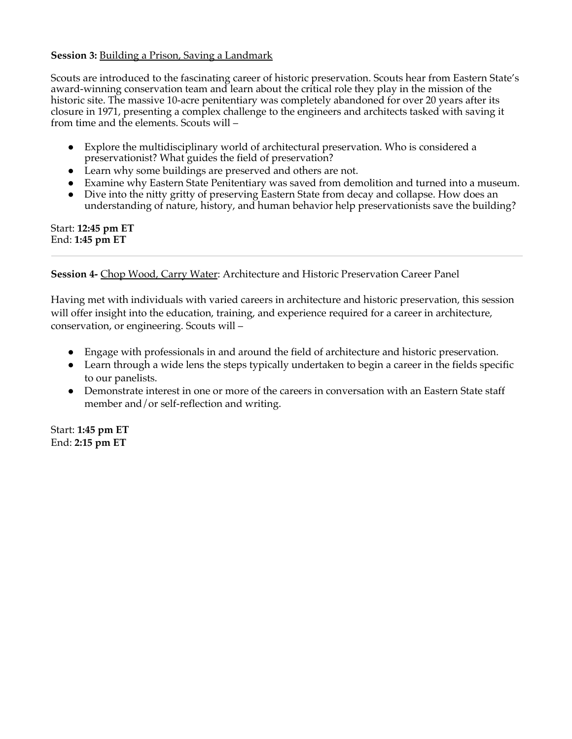**Session 3:** <u>Building a Prison, Saving a Landmark</u>

Scouts are introduced to the fascinating career of historic preservation. Scouts hear from Eastern State's award-winning conservation team and learn about the critical role they play in the mission of the historic site. The massive 10-acre penitentiary was completely abandoned for over 20 years after its closure in 1971, presenting a complex challenge to the engineers and architects tasked with saving it from time and the elements. Scouts will –

- Explore the multidisciplinary world of architectural preservation. Who is considered a preservationist? What guides the field of preservation?
- Learn why some buildings are preserved and others are not.
- Examine why Eastern State Penitentiary was saved from demolition and turned into a museum.
- Dive into the nitty gritty of preserving Eastern State from decay and collapse. How does an understanding of nature, history, and human behavior help preservationists save the building?

Start: **12:45 pm ET**
End: **1:45 pm ET**

---

**Session 4-** <u>Chop Wood, Carry Water</u>: Architecture and Historic Preservation Career Panel

Having met with individuals with varied careers in architecture and historic preservation, this session will offer insight into the education, training, and experience required for a career in architecture, conservation, or engineering. Scouts will –

- Engage with professionals in and around the field of architecture and historic preservation.
- Learn through a wide lens the steps typically undertaken to begin a career in the fields specific to our panelists.
- Demonstrate interest in one or more of the careers in conversation with an Eastern State staff member and/or self-reflection and writing.

Start: **1:45 pm ET**
End: **2:15 pm ET**